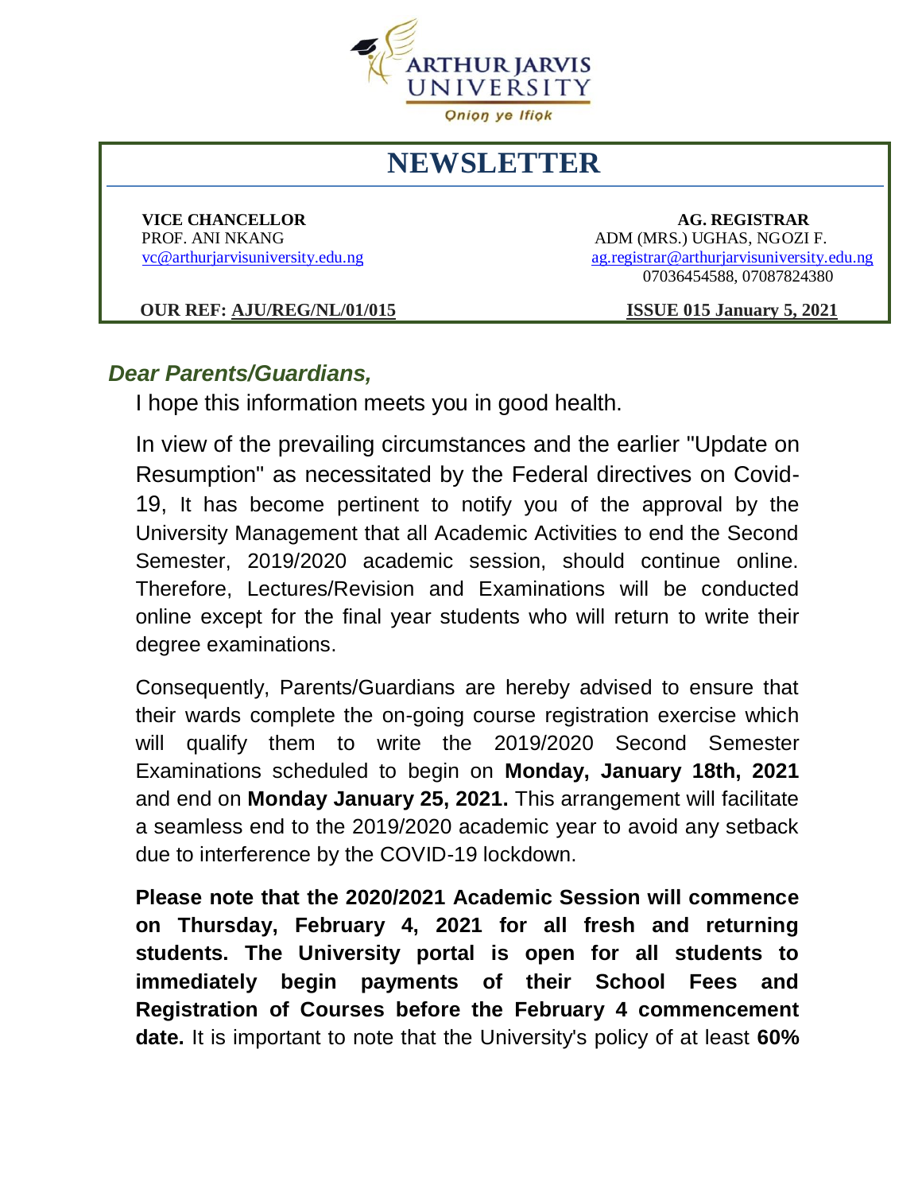ARTHUR JARVIS UNIVERSITY

Oniọŋ ye Ifiọk

# NEWSLETTER

**VICE CHANCELLOR**
PROF. ANI NKANG
vc@arthurjarvisuniversity.edu.ng

**AG. REGISTRAR**
ADM (MRS.) UGHAS, NGOZI F.
ag.registrar@arthurjarvisuniversity.edu.ng
07036454588, 07087824380

**OUR REF: AJU/REG/NL/01/015**

**ISSUE 015 January 5, 2021**

***Dear Parents/Guardians,***

I hope this information meets you in good health.

In view of the prevailing circumstances and the earlier "Update on Resumption" as necessitated by the Federal directives on Covid-19, It has become pertinent to notify you of the approval by the University Management that all Academic Activities to end the Second Semester, 2019/2020 academic session, should continue online. Therefore, Lectures/Revision and Examinations will be conducted online except for the final year students who will return to write their degree examinations.

Consequently, Parents/Guardians are hereby advised to ensure that their wards complete the on-going course registration exercise which will qualify them to write the 2019/2020 Second Semester Examinations scheduled to begin on **Monday, January 18th, 2021** and end on **Monday January 25, 2021.** This arrangement will facilitate a seamless end to the 2019/2020 academic year to avoid any setback due to interference by the COVID-19 lockdown.

**Please note that the 2020/2021 Academic Session will commence on Thursday, February 4, 2021 for all fresh and returning students. The University portal is open for all students to immediately begin payments of their School Fees and Registration of Courses before the February 4 commencement date.** It is important to note that the University's policy of at least **60%**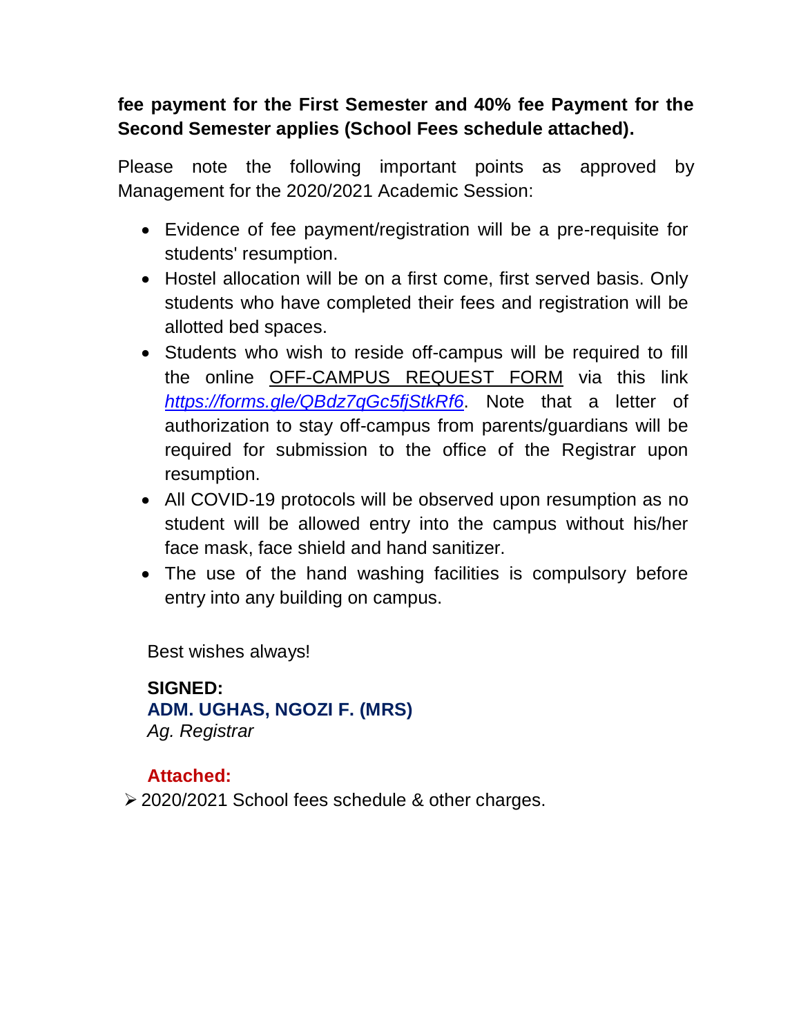**fee payment for the First Semester and 40% fee Payment for the Second Semester applies (School Fees schedule attached).**

Please note the following important points as approved by Management for the 2020/2021 Academic Session:

- Evidence of fee payment/registration will be a pre-requisite for students' resumption.
- Hostel allocation will be on a first come, first served basis. Only students who have completed their fees and registration will be allotted bed spaces.
- Students who wish to reside off-campus will be required to fill the online OFF-CAMPUS REQUEST FORM via this link *https://forms.gle/QBdz7qGc5fjStkRf6*. Note that a letter of authorization to stay off-campus from parents/guardians will be required for submission to the office of the Registrar upon resumption.
- All COVID-19 protocols will be observed upon resumption as no student will be allowed entry into the campus without his/her face mask, face shield and hand sanitizer.
- The use of the hand washing facilities is compulsory before entry into any building on campus.

Best wishes always!

**SIGNED:**
**ADM. UGHAS, NGOZI F. (MRS)**
*Ag. Registrar*

**Attached:**

- 2020/2021 School fees schedule & other charges.